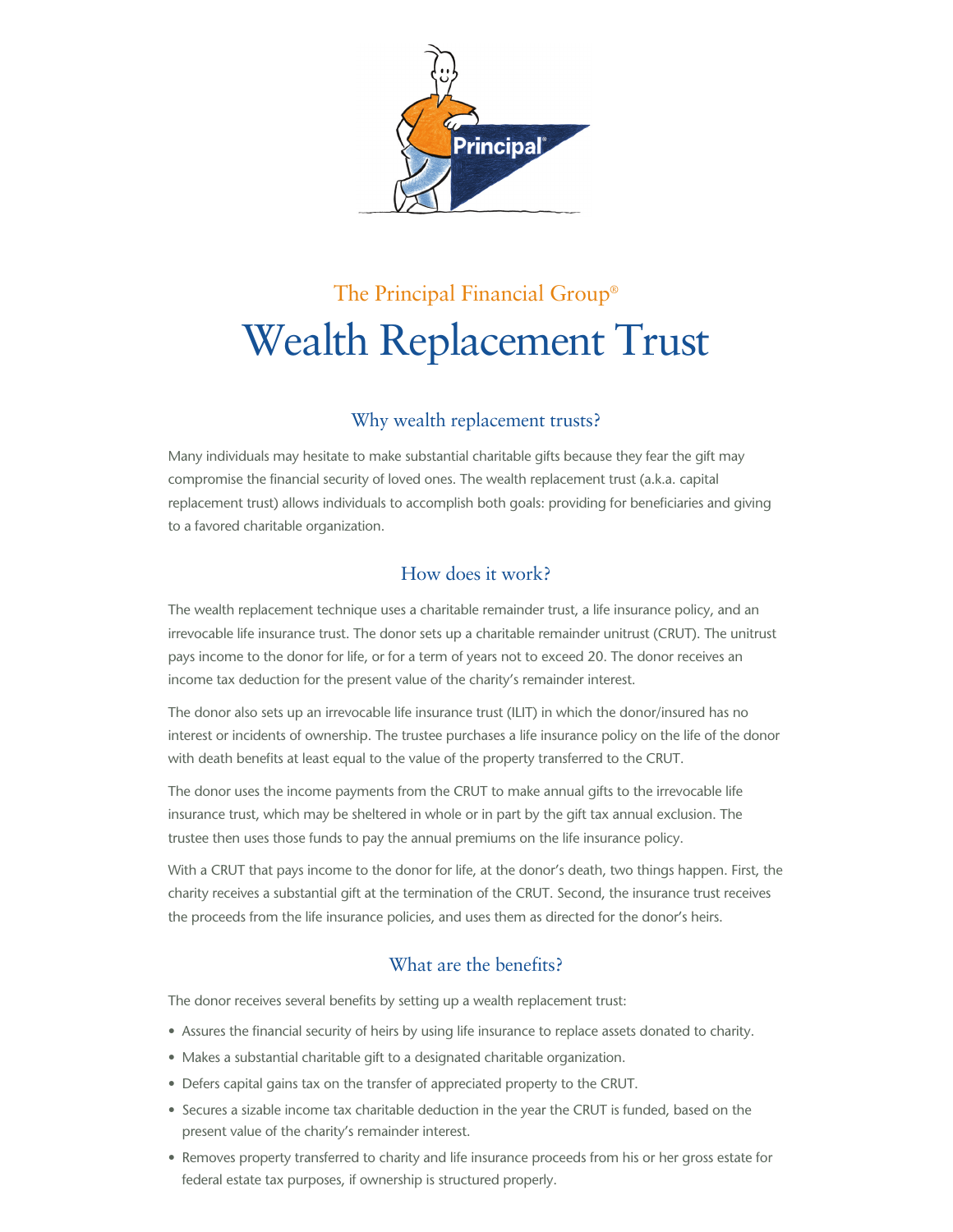The Principal Financial Group®

# Wealth Replacement Trust

## Why wealth replacement trusts?

Many individuals may hesitate to make substantial charitable gifts because they fear the gift may compromise the financial security of loved ones. The wealth replacement trust (a.k.a. capital replacement trust) allows individuals to accomplish both goals: providing for beneficiaries and giving to a favored charitable organization.

## How does it work?

The wealth replacement technique uses a charitable remainder trust, a life insurance policy, and an irrevocable life insurance trust. The donor sets up a charitable remainder unitrust (CRUT). The unitrust pays income to the donor for life, or for a term of years not to exceed 20. The donor receives an income tax deduction for the present value of the charity's remainder interest.

The donor also sets up an irrevocable life insurance trust (ILIT) in which the donor/insured has no interest or incidents of ownership. The trustee purchases a life insurance policy on the life of the donor with death benefits at least equal to the value of the property transferred to the CRUT.

The donor uses the income payments from the CRUT to make annual gifts to the irrevocable life insurance trust, which may be sheltered in whole or in part by the gift tax annual exclusion. The trustee then uses those funds to pay the annual premiums on the life insurance policy.

With a CRUT that pays income to the donor for life, at the donor's death, two things happen. First, the charity receives a substantial gift at the termination of the CRUT. Second, the insurance trust receives the proceeds from the life insurance policies, and uses them as directed for the donor's heirs.

## What are the benefits?

The donor receives several benefits by setting up a wealth replacement trust:

- Assures the financial security of heirs by using life insurance to replace assets donated to charity.
- Makes a substantial charitable gift to a designated charitable organization.
- Defers capital gains tax on the transfer of appreciated property to the CRUT.
- Secures a sizable income tax charitable deduction in the year the CRUT is funded, based on the present value of the charity's remainder interest.
- Removes property transferred to charity and life insurance proceeds from his or her gross estate for federal estate tax purposes, if ownership is structured properly.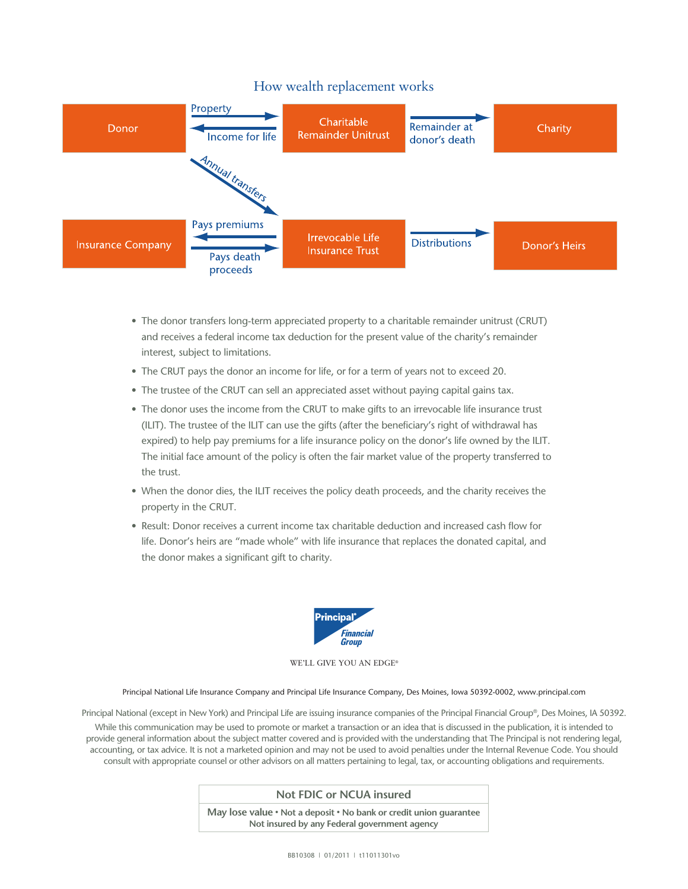## How wealth replacement works

Donor

Property

Income for life

Charitable Remainder Unitrust

Remainder at donor's death

Charity

Annual transfers

Insurance Company

Pays premiums

Pays death proceeds

Irrevocable Life Insurance Trust

Distributions

Donor's Heirs

- The donor transfers long-term appreciated property to a charitable remainder unitrust (CRUT) and receives a federal income tax deduction for the present value of the charity's remainder interest, subject to limitations.
- The CRUT pays the donor an income for life, or for a term of years not to exceed 20.
- The trustee of the CRUT can sell an appreciated asset without paying capital gains tax.
- The donor uses the income from the CRUT to make gifts to an irrevocable life insurance trust (ILIT). The trustee of the ILIT can use the gifts (after the beneficiary's right of withdrawal has expired) to help pay premiums for a life insurance policy on the donor's life owned by the ILIT. The initial face amount of the policy is often the fair market value of the property transferred to the trust.
- When the donor dies, the ILIT receives the policy death proceeds, and the charity receives the property in the CRUT.
- Result: Donor receives a current income tax charitable deduction and increased cash flow for life. Donor's heirs are "made whole" with life insurance that replaces the donated capital, and the donor makes a significant gift to charity.

Principal® Financial Group

WE'LL GIVE YOU AN EDGE®

Principal National Life Insurance Company and Principal Life Insurance Company, Des Moines, Iowa 50392-0002, www.principal.com

Principal National (except in New York) and Principal Life are issuing insurance companies of the Principal Financial Group®, Des Moines, IA 50392.

While this communication may be used to promote or market a transaction or an idea that is discussed in the publication, it is intended to provide general information about the subject matter covered and is provided with the understanding that The Principal is not rendering legal, accounting, or tax advice. It is not a marketed opinion and may not be used to avoid penalties under the Internal Revenue Code. You should consult with appropriate counsel or other advisors on all matters pertaining to legal, tax, or accounting obligations and requirements.

**Not FDIC or NCUA insured**

**May lose value • Not a deposit • No bank or credit union guarantee**
**Not insured by any Federal government agency**

BB10308 | 01/2011 | t11011301vo